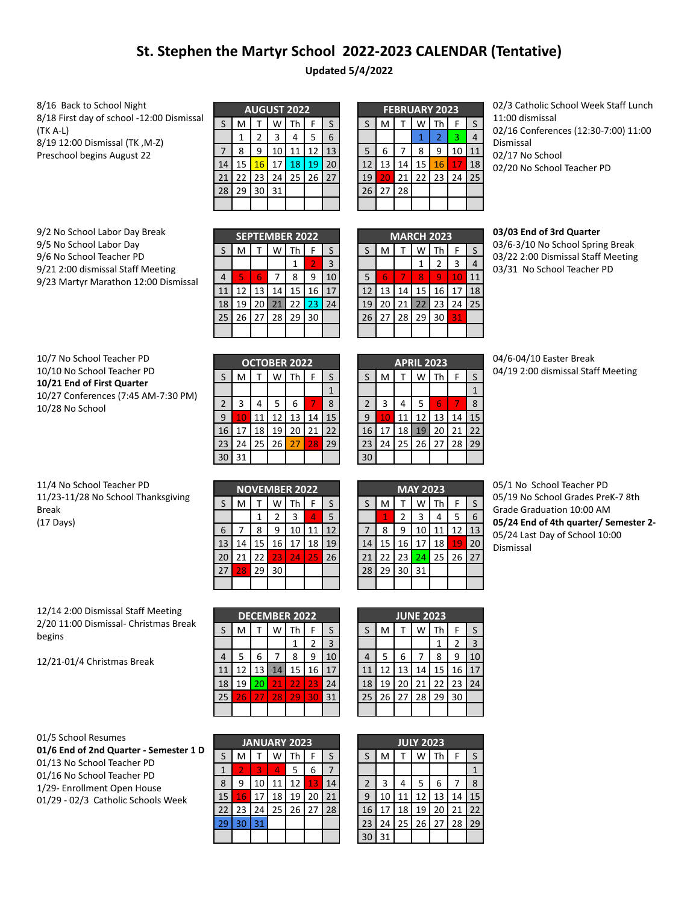# St. Stephen the Martyr School 2022-2023 CALENDAR (Tentative)

**Updated 5/4/2022**

8/16 Back to School Night
8/18 First day of school -12:00 Dismissal (TK A-L)
8/19 12:00 Dismissal (TK ,M-Z)
Preschool begins August 22

| AUGUST 2022 | | | | | | |
|---|---|---|---|---|---|---|
| S | M | T | W | Th | F | S |
| | 1 | 2 | 3 | 4 | 5 | 6 |
| 7 | 8 | 9 | 10 | 11 | 12 | 13 |
| 14 | 15 | 16 | 17 | 18 | 19 | 20 |
| 21 | 22 | 23 | 24 | 25 | 26 | 27 |
| 28 | 29 | 30 | 31 | | | |

| FEBRUARY 2023 | | | | | | |
|---|---|---|---|---|---|---|
| S | M | T | W | Th | F | S |
| | | | 1 | 2 | 3 | 4 |
| 5 | 6 | 7 | 8 | 9 | 10 | 11 |
| 12 | 13 | 14 | 15 | 16 | 17 | 18 |
| 19 | 20 | 21 | 22 | 23 | 24 | 25 |
| 26 | 27 | 28 | | | | |

02/3 Catholic School Week Staff Lunch 11:00 dismissal
02/16 Conferences (12:30-7:00) 11:00 Dismissal
02/17 No School
02/20 No School Teacher PD

9/2 No School Labor Day Break
9/5 No School Labor Day
9/6 No School Teacher PD
9/21 2:00 dismissal Staff Meeting
9/23 Martyr Marathon 12:00 Dismissal

| SEPTEMBER 2022 | | | | | | |
|---|---|---|---|---|---|---|
| S | M | T | W | Th | F | S |
| | | | | 1 | 2 | 3 |
| 4 | 5 | 6 | 7 | 8 | 9 | 10 |
| 11 | 12 | 13 | 14 | 15 | 16 | 17 |
| 18 | 19 | 20 | 21 | 22 | 23 | 24 |
| 25 | 26 | 27 | 28 | 29 | 30 | |

| MARCH 2023 | | | | | | |
|---|---|---|---|---|---|---|
| S | M | T | W | Th | F | S |
| | | | 1 | 2 | 3 | 4 |
| 5 | 6 | 7 | 8 | 9 | 10 | 11 |
| 12 | 13 | 14 | 15 | 16 | 17 | 18 |
| 19 | 20 | 21 | 22 | 23 | 24 | 25 |
| 26 | 27 | 28 | 29 | 30 | 31 | |

**03/03 End of 3rd Quarter**
03/6-3/10 No School Spring Break
03/22 2:00 Dismissal Staff Meeting
03/31 No School Teacher PD

10/7 No School Teacher PD
10/10 No School Teacher PD
**10/21 End of First Quarter**
10/27 Conferences (7:45 AM-7:30 PM)
10/28 No School

| OCTOBER 2022 | | | | | | |
|---|---|---|---|---|---|---|
| S | M | T | W | Th | F | S |
| | | | | | | 1 |
| 2 | 3 | 4 | 5 | 6 | 7 | 8 |
| 9 | 10 | 11 | 12 | 13 | 14 | 15 |
| 16 | 17 | 18 | 19 | 20 | 21 | 22 |
| 23 | 24 | 25 | 26 | 27 | 28 | 29 |
| 30 | 31 | | | | | |

| APRIL 2023 | | | | | | |
|---|---|---|---|---|---|---|
| S | M | T | W | Th | F | S |
| | | | | | | 1 |
| 2 | 3 | 4 | 5 | 6 | 7 | 8 |
| 9 | 10 | 11 | 12 | 13 | 14 | 15 |
| 16 | 17 | 18 | 19 | 20 | 21 | 22 |
| 23 | 24 | 25 | 26 | 27 | 28 | 29 |
| 30 | | | | | | |

04/6-04/10 Easter Break
04/19 2:00 dismissal Staff Meeting

11/4 No School Teacher PD
11/23-11/28 No School Thanksgiving Break
(17 Days)

| NOVEMBER 2022 | | | | | | |
|---|---|---|---|---|---|---|
| S | M | T | W | Th | F | S |
| | | 1 | 2 | 3 | 4 | 5 |
| 6 | 7 | 8 | 9 | 10 | 11 | 12 |
| 13 | 14 | 15 | 16 | 17 | 18 | 19 |
| 20 | 21 | 22 | 23 | 24 | 25 | 26 |
| 27 | 28 | 29 | 30 | | | |

| MAY 2023 | | | | | | |
|---|---|---|---|---|---|---|
| S | M | T | W | Th | F | S |
| | 1 | 2 | 3 | 4 | 5 | 6 |
| 7 | 8 | 9 | 10 | 11 | 12 | 13 |
| 14 | 15 | 16 | 17 | 18 | 19 | 20 |
| 21 | 22 | 23 | 24 | 25 | 26 | 27 |
| 28 | 29 | 30 | 31 | | | |

05/1 No School Teacher PD
05/19 No School Grades PreK-7 8th Grade Graduation 10:00 AM
**05/24 End of 4th quarter/ Semester 2-**
05/24 Last Day of School 10:00 Dismissal

12/14 2:00 Dismissal Staff Meeting
2/20 11:00 Dismissal- Christmas Break begins

12/21-01/4 Christmas Break

| DECEMBER 2022 | | | | | | |
|---|---|---|---|---|---|---|
| S | M | T | W | Th | F | S |
| | | | | 1 | 2 | 3 |
| 4 | 5 | 6 | 7 | 8 | 9 | 10 |
| 11 | 12 | 13 | 14 | 15 | 16 | 17 |
| 18 | 19 | 20 | 21 | 22 | 23 | 24 |
| 25 | 26 | 27 | 28 | 29 | 30 | 31 |

| JUNE 2023 | | | | | | |
|---|---|---|---|---|---|---|
| S | M | T | W | Th | F | S |
| | | | | 1 | 2 | 3 |
| 4 | 5 | 6 | 7 | 8 | 9 | 10 |
| 11 | 12 | 13 | 14 | 15 | 16 | 17 |
| 18 | 19 | 20 | 21 | 22 | 23 | 24 |
| 25 | 26 | 27 | 28 | 29 | 30 | |

01/5 School Resumes
**01/6 End of 2nd Quarter - Semester 1 D**
01/13 No School Teacher PD
01/16 No School Teacher PD
1/29- Enrollment Open House
01/29 - 02/3 Catholic Schools Week

| JANUARY 2023 | | | | | | |
|---|---|---|---|---|---|---|
| S | M | T | W | Th | F | S |
| 1 | 2 | 3 | 4 | 5 | 6 | 7 |
| 8 | 9 | 10 | 11 | 12 | 13 | 14 |
| 15 | 16 | 17 | 18 | 19 | 20 | 21 |
| 22 | 23 | 24 | 25 | 26 | 27 | 28 |
| 29 | 30 | 31 | | | | |

| JULY 2023 | | | | | | |
|---|---|---|---|---|---|---|
| S | M | T | W | Th | F | S |
| | | | | | | 1 |
| 2 | 3 | 4 | 5 | 6 | 7 | 8 |
| 9 | 10 | 11 | 12 | 13 | 14 | 15 |
| 16 | 17 | 18 | 19 | 20 | 21 | 22 |
| 23 | 24 | 25 | 26 | 27 | 28 | 29 |
| 30 | 31 | | | | | |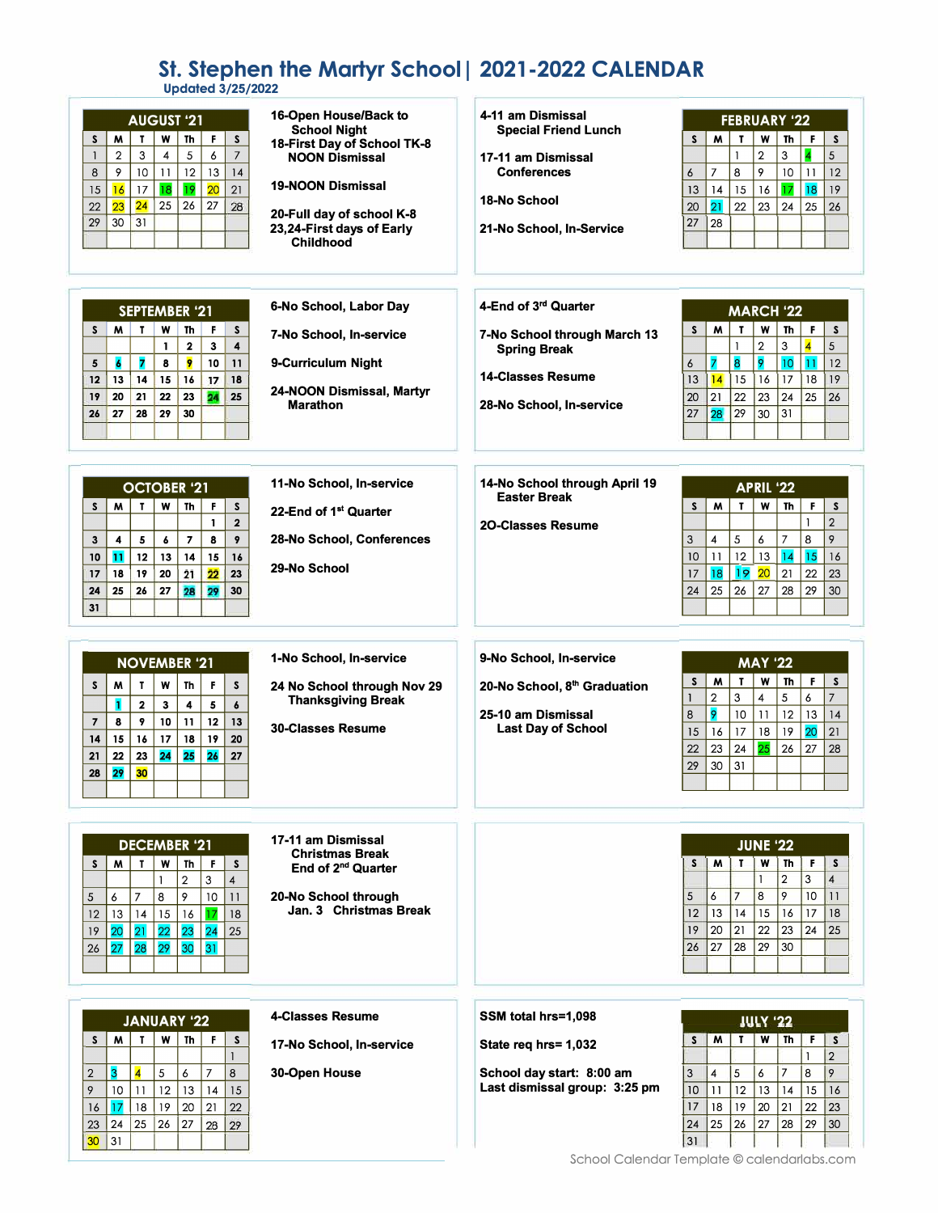# St. Stephen the Martyr School | 2021-2022 CALENDAR

Updated 3/25/2022

## AUGUST '21

| S | M | T | W | Th | F | S |
|---|---|---|---|---|---|---|
| 1 | 2 | 3 | 4 | 5 | 6 | 7 |
| 8 | 9 | 10 | 11 | 12 | 13 | 14 |
| 15 | 16 | 17 | 18 | 19 | 20 | 21 |
| 22 | 23 | 24 | 25 | 26 | 27 | 28 |
| 29 | 30 | 31 | | | | |

16-Open House/Back to School Night
18-First Day of School TK-8 NOON Dismissal
19-NOON Dismissal
20-Full day of school K-8
23,24-First days of Early Childhood

## FEBRUARY '22

| S | M | T | W | Th | F | S |
|---|---|---|---|---|---|---|
| | | 1 | 2 | 3 | 4 | 5 |
| 6 | 7 | 8 | 9 | 10 | 11 | 12 |
| 13 | 14 | 15 | 16 | 17 | 18 | 19 |
| 20 | 21 | 22 | 23 | 24 | 25 | 26 |
| 27 | 28 | | | | | |

4-11 am Dismissal Special Friend Lunch
17-11 am Dismissal Conferences
18-No School
21-No School, In-Service

## SEPTEMBER '21

| S | M | T | W | Th | F | S |
|---|---|---|---|---|---|---|
| | | | 1 | 2 | 3 | 4 |
| 5 | 6 | 7 | 8 | 9 | 10 | 11 |
| 12 | 13 | 14 | 15 | 16 | 17 | 18 |
| 19 | 20 | 21 | 22 | 23 | 24 | 25 |
| 26 | 27 | 28 | 29 | 30 | | |

6-No School, Labor Day
7-No School, In-service
9-Curriculum Night
24-NOON Dismissal, Martyr Marathon

## MARCH '22

| S | M | T | W | Th | F | S |
|---|---|---|---|---|---|---|
| | | 1 | 2 | 3 | 4 | 5 |
| 6 | 7 | 8 | 9 | 10 | 11 | 12 |
| 13 | 14 | 15 | 16 | 17 | 18 | 19 |
| 20 | 21 | 22 | 23 | 24 | 25 | 26 |
| 27 | 28 | 29 | 30 | 31 | | |

4-End of 3rd Quarter
7-No School through March 13 Spring Break
14-Classes Resume
28-No School, In-service

## OCTOBER '21

| S | M | T | W | Th | F | S |
|---|---|---|---|---|---|---|
| | | | | | 1 | 2 |
| 3 | 4 | 5 | 6 | 7 | 8 | 9 |
| 10 | 11 | 12 | 13 | 14 | 15 | 16 |
| 17 | 18 | 19 | 20 | 21 | 22 | 23 |
| 24 | 25 | 26 | 27 | 28 | 29 | 30 |
| 31 | | | | | | |

11-No School, In-service
22-End of 1st Quarter
28-No School, Conferences
29-No School

## APRIL '22

| S | M | T | W | Th | F | S |
|---|---|---|---|---|---|---|
| | | | | | 1 | 2 |
| 3 | 4 | 5 | 6 | 7 | 8 | 9 |
| 10 | 11 | 12 | 13 | 14 | 15 | 16 |
| 17 | 18 | 19 | 20 | 21 | 22 | 23 |
| 24 | 25 | 26 | 27 | 28 | 29 | 30 |

14-No School through April 19 Easter Break
2O-Classes Resume

## NOVEMBER '21

| S | M | T | W | Th | F | S |
|---|---|---|---|---|---|---|
| | 1 | 2 | 3 | 4 | 5 | 6 |
| 7 | 8 | 9 | 10 | 11 | 12 | 13 |
| 14 | 15 | 16 | 17 | 18 | 19 | 20 |
| 21 | 22 | 23 | 24 | 25 | 26 | 27 |
| 28 | 29 | 30 | | | | |

1-No School, In-service
24 No School through Nov 29 Thanksgiving Break
30-Classes Resume

## MAY '22

| S | M | T | W | Th | F | S |
|---|---|---|---|---|---|---|
| 1 | 2 | 3 | 4 | 5 | 6 | 7 |
| 8 | 9 | 10 | 11 | 12 | 13 | 14 |
| 15 | 16 | 17 | 18 | 19 | 20 | 21 |
| 22 | 23 | 24 | 25 | 26 | 27 | 28 |
| 29 | 30 | 31 | | | | |

9-No School, In-service
20-No School, 8th Graduation
25-10 am Dismissal Last Day of School

## DECEMBER '21

| S | M | T | W | Th | F | S |
|---|---|---|---|---|---|---|
| | | | 1 | 2 | 3 | 4 |
| 5 | 6 | 7 | 8 | 9 | 10 | 11 |
| 12 | 13 | 14 | 15 | 16 | 17 | 18 |
| 19 | 20 | 21 | 22 | 23 | 24 | 25 |
| 26 | 27 | 28 | 29 | 30 | 31 | |

17-11 am Dismissal Christmas Break End of 2nd Quarter
20-No School through Jan. 3 Christmas Break

## JUNE '22

| S | M | T | W | Th | F | S |
|---|---|---|---|---|---|---|
| | | | 1 | 2 | 3 | 4 |
| 5 | 6 | 7 | 8 | 9 | 10 | 11 |
| 12 | 13 | 14 | 15 | 16 | 17 | 18 |
| 19 | 20 | 21 | 22 | 23 | 24 | 25 |
| 26 | 27 | 28 | 29 | 30 | | |

## JANUARY '22

| S | M | T | W | Th | F | S |
|---|---|---|---|---|---|---|
| | | | | | | 1 |
| 2 | 3 | 4 | 5 | 6 | 7 | 8 |
| 9 | 10 | 11 | 12 | 13 | 14 | 15 |
| 16 | 17 | 18 | 19 | 20 | 21 | 22 |
| 23 | 24 | 25 | 26 | 27 | 28 | 29 |
| 30 | 31 | | | | | |

4-Classes Resume
17-No School, In-service
30-Open House

SSM total hrs=1,098
State req hrs= 1,032
School day start: 8:00 am
Last dismissal group: 3:25 pm

## JULY '22

| S | M | T | W | Th | F | S |
|---|---|---|---|---|---|---|
| | | | | | 1 | 2 |
| 3 | 4 | 5 | 6 | 7 | 8 | 9 |
| 10 | 11 | 12 | 13 | 14 | 15 | 16 |
| 17 | 18 | 19 | 20 | 21 | 22 | 23 |
| 24 | 25 | 26 | 27 | 28 | 29 | 30 |
| 31 | | | | | | |

School Calendar Template © calendarlabs.com